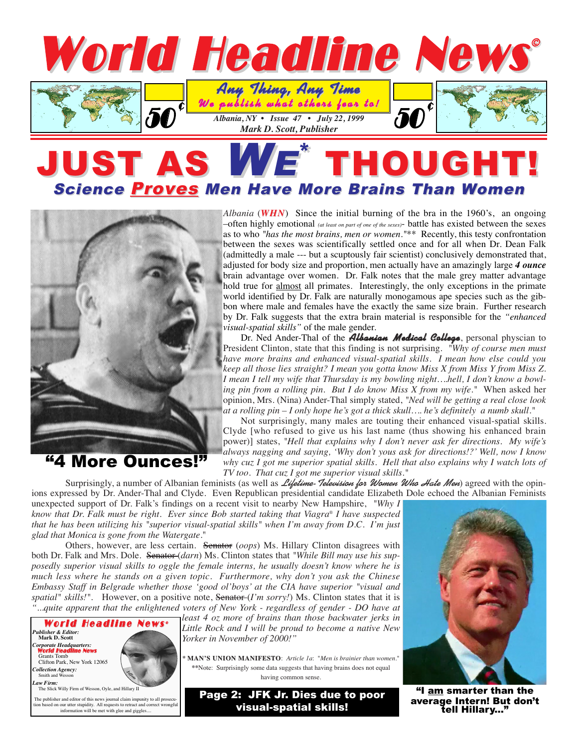# World Headline News©

**Any Thing, Any Time**
*We publish what others fear to!*

50¢

*Albania, NY • Issue 47 • July 22, 1999*
*Mark D. Scott, Publisher*

50¢

# JUST AS *WE** THOUGHT!

## *Science **Proves** Men Have More Brains Than Women*

"4 More Ounces!"

*Albania* (***WHN***) Since the initial burning of the bra in the 1960's, an ongoing –often highly emotional *(at least on part of one of the sexes)*- battle has existed between the sexes as to who *"has the most brains, men or women."*** Recently, this testy confrontation between the sexes was scientifically settled once and for all when Dr. Dean Falk (admittedly a male --- but a scuptously fair scientist) conclusively demonstrated that, adjusted for body size and proportion, men actually have an amazingly large ***4 ounce*** brain advantage over women. Dr. Falk notes that the male grey matter advantage hold true for almost all primates. Interestingly, the only exceptions in the primate world identified by Dr. Falk are naturally monogamous ape species such as the gibbon where male and females have the exactly the same size brain. Further research by Dr. Falk suggests that the extra brain material is responsible for the *"enhanced visual-spatial skills"* of the male gender.

Dr. Ned Ander-Thal of the ***Albanian Medical College***, personal physcian to President Clinton, state that this finding is not surprising. *"Why of course men must have more brains and enhanced visual-spatial skills. I mean how else could you keep all those lies straight? I mean you gotta know Miss X from Miss Y from Miss Z. I mean I tell my wife that Thursday is my bowling night….hell, I don't know a bowling pin from a rolling pin. But I do know Miss X from my wife."* When asked her opinion, Mrs. (Nina) Ander-Thal simply stated, *"Ned will be getting a real close look at a rolling pin – I only hope he's got a thick skull…. he's definitely a numb skull."*

Not surprisingly, many males are touting their enhanced visual-spatial skills. Clyde [who refused to give us his last name (thus showing his enhanced brain power)] states, *"Hell that explains why I don't never ask fer directions. My wife's always nagging and saying, 'Why don't yous ask for directions!?' Well, now I know why cuz I got me superior spatial skills. Hell that also explains why I watch lots of TV too. That cuz I got me superior visual skills."*

Surprisingly, a number of Albanian feminists (as well as *Lifetime- Television for Women Who Hate Men*) agreed with the opinions expressed by Dr. Ander-Thal and Clyde. Even Republican presidential candidate Elizabeth Dole echoed the Albanian Feminists unexpected support of Dr. Falk's findings on a recent visit to nearby New Hampshire, *"Why I know that Dr. Falk must be right. Ever since Bob started taking that Viagra® I have suspected that he has been utilizing his "superior visual-spatial skills" when I'm away from D.C. I'm just glad that Monica is gone from the Watergate."*

Others, however, are less certain. ~~Senator~~ (*oops*) Ms. Hillary Clinton disagrees with both Dr. Falk and Mrs. Dole. ~~Senator~~ (*darn*) Ms. Clinton states that *"While Bill may use his supposedly superior visual skills to oggle the female interns, he usually doesn't know where he is much less where he stands on a given topic. Furthermore, why don't you ask the Chinese Embassy Staff in Belgrade whether those 'good ol'boys' at the CIA have superior "visual and spatial" skills!"*. However, on a positive note, ~~Senator~~ (*I'm sorry!*) Ms. Clinton states that it is *"...quite apparent that the enlightened voters of New York - regardless of gender - DO have at least 4 oz more of brains than those backwater jerks in Little Rock and I will be proud to become a native New Yorker in November of 2000!"*

\* **MAN'S UNION MANIFESTO**: *Article 1a*: *"Men is brainier than women."*

**Note: Surprisingly some data suggests that having brains does not equal having common sense.

"I am smarter than the average Intern! But don't tell Hillary..."

**Page 2: JFK Jr. Dies due to poor visual-spatial skills!**

**World Headline News®**

***Publisher & Editor:***
Mark D. Scott

***Corporate Headquarters:***
**World Headline News**
Grants Tomb
Clifton Park, New York 12065

***Collection Agency:***
Smith and Wesson

***Law Firm:***
The Slick Willy Firm of Wesson, Oyle, and Hillary II

The publisher and editor of this news journal claim impunity to all prosecution based on our utter stupidity. All requests to retract and correct wrongful information will be met with glee and giggles....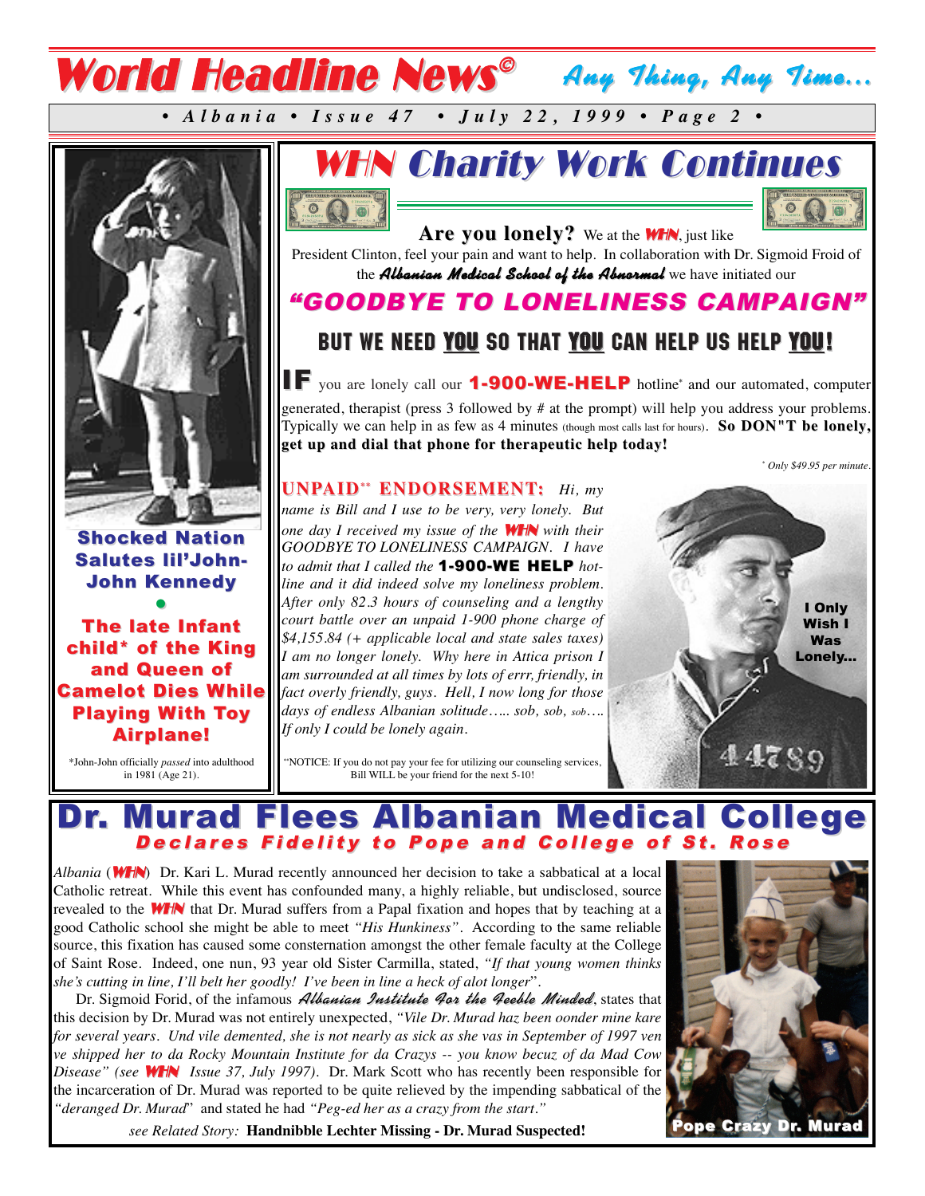# World Headline News©

*Any Thing, Any Time...*

*• Albania • Issue 47 • July 22, 1999 •*

**Shocked Nation Salutes lil'John-John Kennedy**

**The late Infant child* of the King and Queen of Camelot Dies While Playing With Toy Airplane!**

*John-John officially *passed* into adulthood in 1981 (Age 21).

## WHN Charity Work Continues

**Are you lonely?** We at the **WHN**, just like President Clinton, feel your pain and want to help. In collaboration with Dr. Sigmoid Froid of the ***Albanian Medical School of the Abnormal*** we have initiated our

### *"GOODBYE TO LONELINESS CAMPAIGN"*

### BUT WE NEED YOU SO THAT YOU CAN HELP US HELP YOU!

**IF** you are lonely call our **1-900-WE-HELP** hotline* and our automated, computer generated, therapist (press 3 followed by # at the prompt) will help you address your problems. Typically we can help in as few as 4 minutes (though most calls last for hours). **So DON"T be lonely, get up and dial that phone for therapeutic help today!**

* *Only $49.95 per minute.*

**UNPAID** ENDORSEMENT:** *Hi, my name is Bill and I use to be very, very lonely. But one day I received my issue of the* **WHN** *with their GOODBYE TO LONELINESS CAMPAIGN. I have to admit that I called the* **1-900-WE HELP** *hotline and it did indeed solve my loneliness problem. After only 82.3 hours of counseling and a lengthy court battle over an unpaid 1-900 phone charge of $4,155.84 (+ applicable local and state sales taxes) I am no longer lonely. Why here in Attica prison I am surrounded at all times by lots of err, friendly, in fact overly friendly, guys. Hell, I now long for those days of endless Albanian solitude….. sob, sob, sob…. If only I could be lonely again.*

**NOTICE: If you do not pay your fee for utilizing our counseling services, Bill WILL be your friend for the next 5-10!

**I Only Wish I Was Lonely...**

## Dr. Murad Flees Albanian Medical College

### *Declares Fidelity to Pope and College of St. Rose*

*Albania* (**WHN**) Dr. Kari L. Murad recently announced her decision to take a sabbatical at a local Catholic retreat. While this event has confounded many, a highly reliable, but undisclosed, source revealed to the **WHN** that Dr. Murad suffers from a Papal fixation and hopes that by teaching at a good Catholic school she might be able to meet *"His Hunkiness"*. According to the same reliable source, this fixation has caused some consternation amongst the other female faculty at the College of Saint Rose. Indeed, one nun, 93 year old Sister Carmilla, stated, *"If that young women thinks she's cutting in line, I'll belt her goodly! I've been in line a heck of alot longer*".

Dr. Sigmoid Forid, of the infamous ***Albanian Institute For the Feeble Minded***, states that this decision by Dr. Murad was not entirely unexpected, *"Vile Dr. Murad haz been oonder mine kare for several years. Und vile demented, she is not nearly as sick as she vas in September of 1997 ven ve shipped her to da Rocky Mountain Institute for da Crazys -- you know becuz of da Mad Cow Disease" (see* **WHN** *Issue 37, July 1997).* Dr. Mark Scott who has recently been responsible for the incarceration of Dr. Murad was reported to be quite relieved by the impending sabbatical of the *"deranged Dr. Murad*" and stated he had *"Peg-ed her as a crazy from the start."*

*see Related Story:* **Handnibble Lechter Missing - Dr. Murad Suspected!**

**Pope Crazy Dr. Murad**